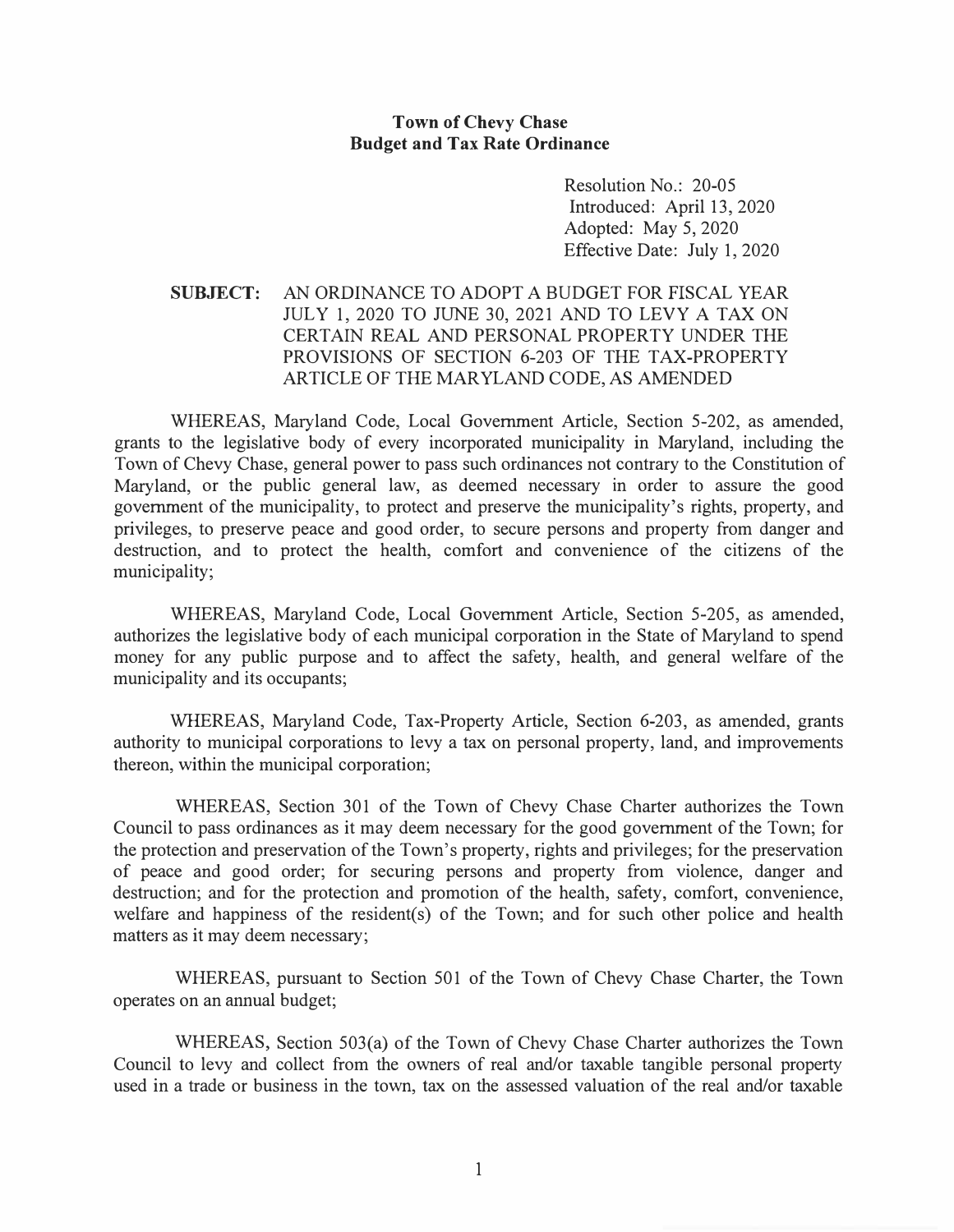# Town of Chevy Chase
## Budget and Tax Rate Ordinance

Resolution No.: 20-05
Introduced: April 13, 2020
Adopted: May 5, 2020
Effective Date: July 1, 2020

**SUBJECT:** AN ORDINANCE TO ADOPT A BUDGET FOR FISCAL YEAR JULY 1, 2020 TO JUNE 30, 2021 AND TO LEVY A TAX ON CERTAIN REAL AND PERSONAL PROPERTY UNDER THE PROVISIONS OF SECTION 6-203 OF THE TAX-PROPERTY ARTICLE OF THE MARYLAND CODE, AS AMENDED

WHEREAS, Maryland Code, Local Government Article, Section 5-202, as amended, grants to the legislative body of every incorporated municipality in Maryland, including the Town of Chevy Chase, general power to pass such ordinances not contrary to the Constitution of Maryland, or the public general law, as deemed necessary in order to assure the good government of the municipality, to protect and preserve the municipality's rights, property, and privileges, to preserve peace and good order, to secure persons and property from danger and destruction, and to protect the health, comfort and convenience of the citizens of the municipality;

WHEREAS, Maryland Code, Local Government Article, Section 5-205, as amended, authorizes the legislative body of each municipal corporation in the State of Maryland to spend money for any public purpose and to affect the safety, health, and general welfare of the municipality and its occupants;

WHEREAS, Maryland Code, Tax-Property Article, Section 6-203, as amended, grants authority to municipal corporations to levy a tax on personal property, land, and improvements thereon, within the municipal corporation;

WHEREAS, Section 301 of the Town of Chevy Chase Charter authorizes the Town Council to pass ordinances as it may deem necessary for the good government of the Town; for the protection and preservation of the Town's property, rights and privileges; for the preservation of peace and good order; for securing persons and property from violence, danger and destruction; and for the protection and promotion of the health, safety, comfort, convenience, welfare and happiness of the resident(s) of the Town; and for such other police and health matters as it may deem necessary;

WHEREAS, pursuant to Section 501 of the Town of Chevy Chase Charter, the Town operates on an annual budget;

WHEREAS, Section 503(a) of the Town of Chevy Chase Charter authorizes the Town Council to levy and collect from the owners of real and/or taxable tangible personal property used in a trade or business in the town, tax on the assessed valuation of the real and/or taxable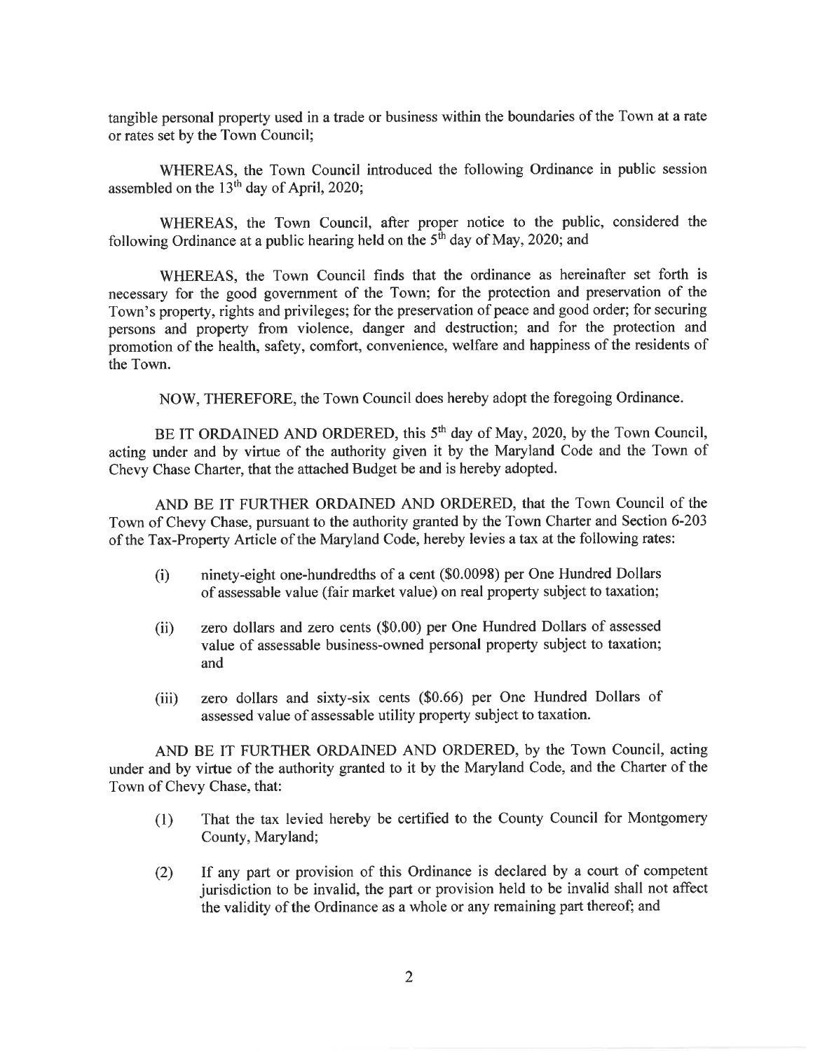tangible personal property used in a trade or business within the boundaries of the Town at a rate or rates set by the Town Council;

WHEREAS, the Town Council introduced the following Ordinance in public session assembled on the 13th day of April, 2020;

WHEREAS, the Town Council, after proper notice to the public, considered the following Ordinance at a public hearing held on the 5th day of May, 2020; and

WHEREAS, the Town Council finds that the ordinance as hereinafter set forth is necessary for the good government of the Town; for the protection and preservation of the Town's property, rights and privileges; for the preservation of peace and good order; for securing persons and property from violence, danger and destruction; and for the protection and promotion of the health, safety, comfort, convenience, welfare and happiness of the residents of the Town.

NOW, THEREFORE, the Town Council does hereby adopt the foregoing Ordinance.

BE IT ORDAINED AND ORDERED, this 5th day of May, 2020, by the Town Council, acting under and by virtue of the authority given it by the Maryland Code and the Town of Chevy Chase Charter, that the attached Budget be and is hereby adopted.

AND BE IT FURTHER ORDAINED AND ORDERED, that the Town Council of the Town of Chevy Chase, pursuant to the authority granted by the Town Charter and Section 6-203 of the Tax-Property Article of the Maryland Code, hereby levies a tax at the following rates:

(i) ninety-eight one-hundredths of a cent ($0.0098) per One Hundred Dollars of assessable value (fair market value) on real property subject to taxation;

(ii) zero dollars and zero cents ($0.00) per One Hundred Dollars of assessed value of assessable business-owned personal property subject to taxation; and

(iii) zero dollars and sixty-six cents ($0.66) per One Hundred Dollars of assessed value of assessable utility property subject to taxation.

AND BE IT FURTHER ORDAINED AND ORDERED, by the Town Council, acting under and by virtue of the authority granted to it by the Maryland Code, and the Charter of the Town of Chevy Chase, that:

(1) That the tax levied hereby be certified to the County Council for Montgomery County, Maryland;

(2) If any part or provision of this Ordinance is declared by a court of competent jurisdiction to be invalid, the part or provision held to be invalid shall not affect the validity of the Ordinance as a whole or any remaining part thereof; and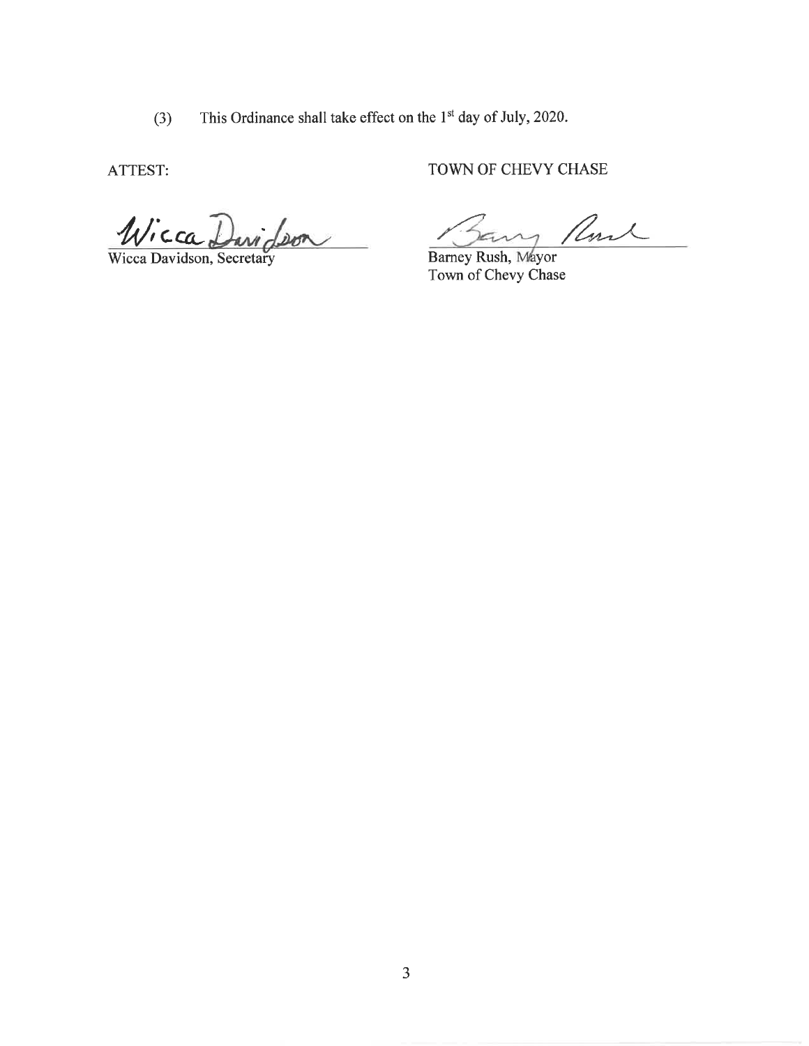(3) This Ordinance shall take effect on the 1st day of July, 2020.

ATTEST:

Wicca Davidson, Secretary

TOWN OF CHEVY CHASE

Barney Rush, Mayor
Town of Chevy Chase